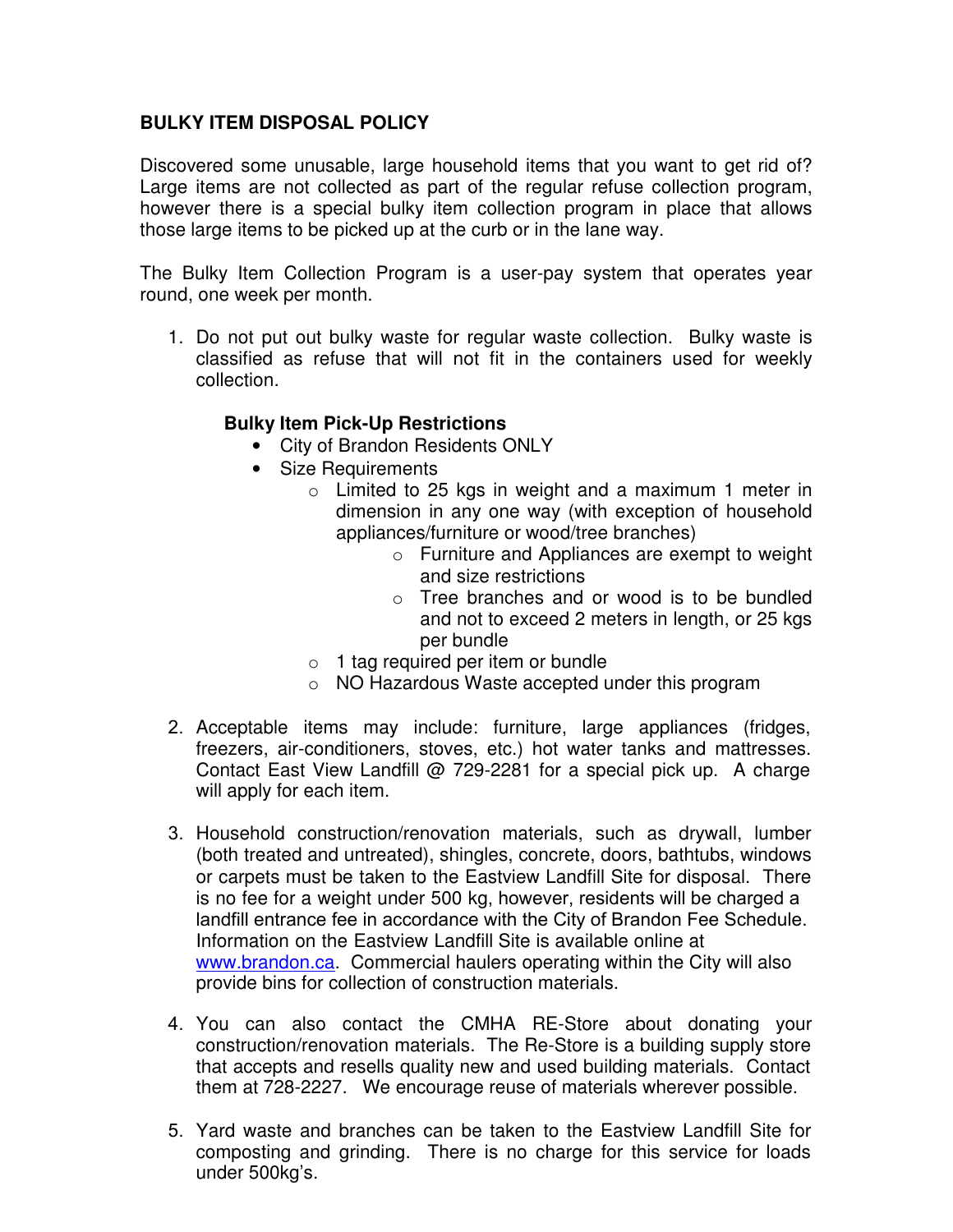# BULKY ITEM DISPOSAL POLICY

Discovered some unusable, large household items that you want to get rid of? Large items are not collected as part of the regular refuse collection program, however there is a special bulky item collection program in place that allows those large items to be picked up at the curb or in the lane way.

The Bulky Item Collection Program is a user-pay system that operates year round, one week per month.

1. Do not put out bulky waste for regular waste collection. Bulky waste is classified as refuse that will not fit in the containers used for weekly collection.

   **Bulky Item Pick-Up Restrictions**

   - City of Brandon Residents ONLY
   - Size Requirements
     - Limited to 25 kgs in weight and a maximum 1 meter in dimension in any one way (with exception of household appliances/furniture or wood/tree branches)
       - Furniture and Appliances are exempt to weight and size restrictions
       - Tree branches and or wood is to be bundled and not to exceed 2 meters in length, or 25 kgs per bundle
     - 1 tag required per item or bundle
     - NO Hazardous Waste accepted under this program

2. Acceptable items may include: furniture, large appliances (fridges, freezers, air-conditioners, stoves, etc.) hot water tanks and mattresses. Contact East View Landfill @ 729-2281 for a special pick up. A charge will apply for each item.

3. Household construction/renovation materials, such as drywall, lumber (both treated and untreated), shingles, concrete, doors, bathtubs, windows or carpets must be taken to the Eastview Landfill Site for disposal. There is no fee for a weight under 500 kg, however, residents will be charged a landfill entrance fee in accordance with the City of Brandon Fee Schedule. Information on the Eastview Landfill Site is available online at [www.brandon.ca](http://www.brandon.ca). Commercial haulers operating within the City will also provide bins for collection of construction materials.

4. You can also contact the CMHA RE-Store about donating your construction/renovation materials. The Re-Store is a building supply store that accepts and resells quality new and used building materials. Contact them at 728-2227. We encourage reuse of materials wherever possible.

5. Yard waste and branches can be taken to the Eastview Landfill Site for composting and grinding. There is no charge for this service for loads under 500kg's.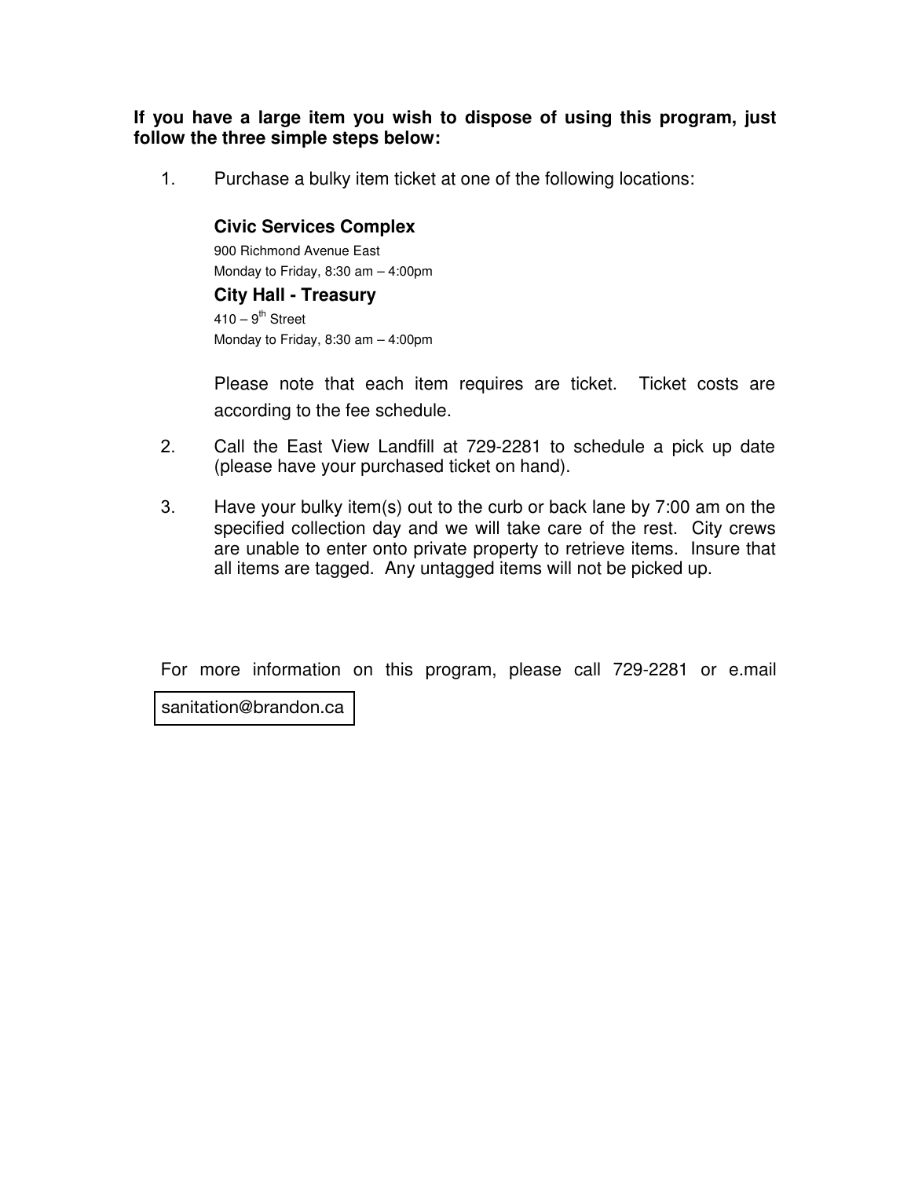**If you have a large item you wish to dispose of using this program, just follow the three simple steps below:**

1. Purchase a bulky item ticket at one of the following locations:

   **Civic Services Complex**
   900 Richmond Avenue East
   Monday to Friday, 8:30 am – 4:00pm

   **City Hall - Treasury**
   410 – 9th Street
   Monday to Friday, 8:30 am – 4:00pm

   Please note that each item requires are ticket. Ticket costs are according to the fee schedule.

2. Call the East View Landfill at 729-2281 to schedule a pick up date (please have your purchased ticket on hand).

3. Have your bulky item(s) out to the curb or back lane by 7:00 am on the specified collection day and we will take care of the rest. City crews are unable to enter onto private property to retrieve items. Insure that all items are tagged. Any untagged items will not be picked up.

For more information on this program, please call 729-2281 or e.mail sanitation@brandon.ca